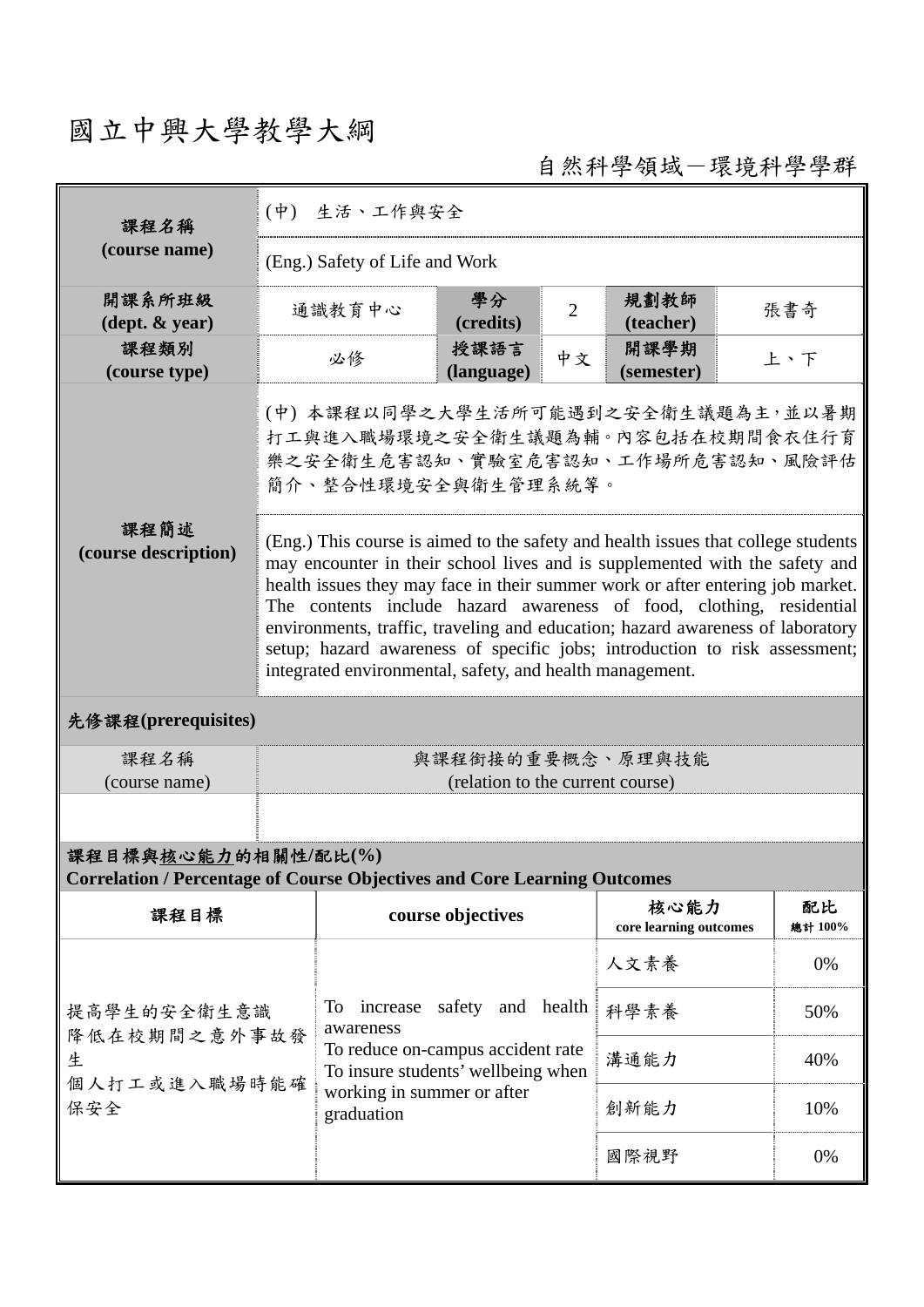# 國立中興大學教學大綱

自然科學領域－環境科學學群

| 課程名稱 (course name) | (中) 生活、工作與安全 | | | | |
|---|---|---|---|---|---|
| | (Eng.) Safety of Life and Work | | | | |
| 開課系所班級 (dept. & year) | 通識教育中心 | 學分 (credits) | 2 | 規劃教師 (teacher) | 張書奇 |
| 課程類別 (course type) | 必修 | 授課語言 (language) | 中文 | 開課學期 (semester) | 上、下 |
| 課程簡述 (course description) | (中) 本課程以同學之大學生活所可能遇到之安全衛生議題為主，並以暑期打工與進入職場環境之安全衛生議題為輔。內容包括在校期間食衣住行育樂之安全衛生危害認知、實驗室危害認知、工作場所危害認知、風險評估簡介、整合性環境安全與衛生管理系統等。 | | | | |
| | (Eng.) This course is aimed to the safety and health issues that college students may encounter in their school lives and is supplemented with the safety and health issues they may face in their summer work or after entering job market. The contents include hazard awareness of food, clothing, residential environments, traffic, traveling and education; hazard awareness of laboratory setup; hazard awareness of specific jobs; introduction to risk assessment; integrated environmental, safety, and health management. | | | | |

**先修課程(prerequisites)**

| 課程名稱 (course name) | 與課程銜接的重要概念、原理與技能 (relation to the current course) |
|---|---|
| | |

**課程目標與核心能力的相關性/配比(%)**
**Correlation / Percentage of Course Objectives and Core Learning Outcomes**

| 課程目標 | course objectives | 核心能力 core learning outcomes | 配比 總計 100% |
|---|---|---|---|
| 提高學生的安全衛生意識<br>降低在校期間之意外事故發生<br>個人打工或進入職場時能確保安全 | To increase safety and health awareness<br>To reduce on-campus accident rate<br>To insure students' wellbeing when working in summer or after graduation | 人文素養 | 0% |
| | | 科學素養 | 50% |
| | | 溝通能力 | 40% |
| | | 創新能力 | 10% |
| | | 國際視野 | 0% |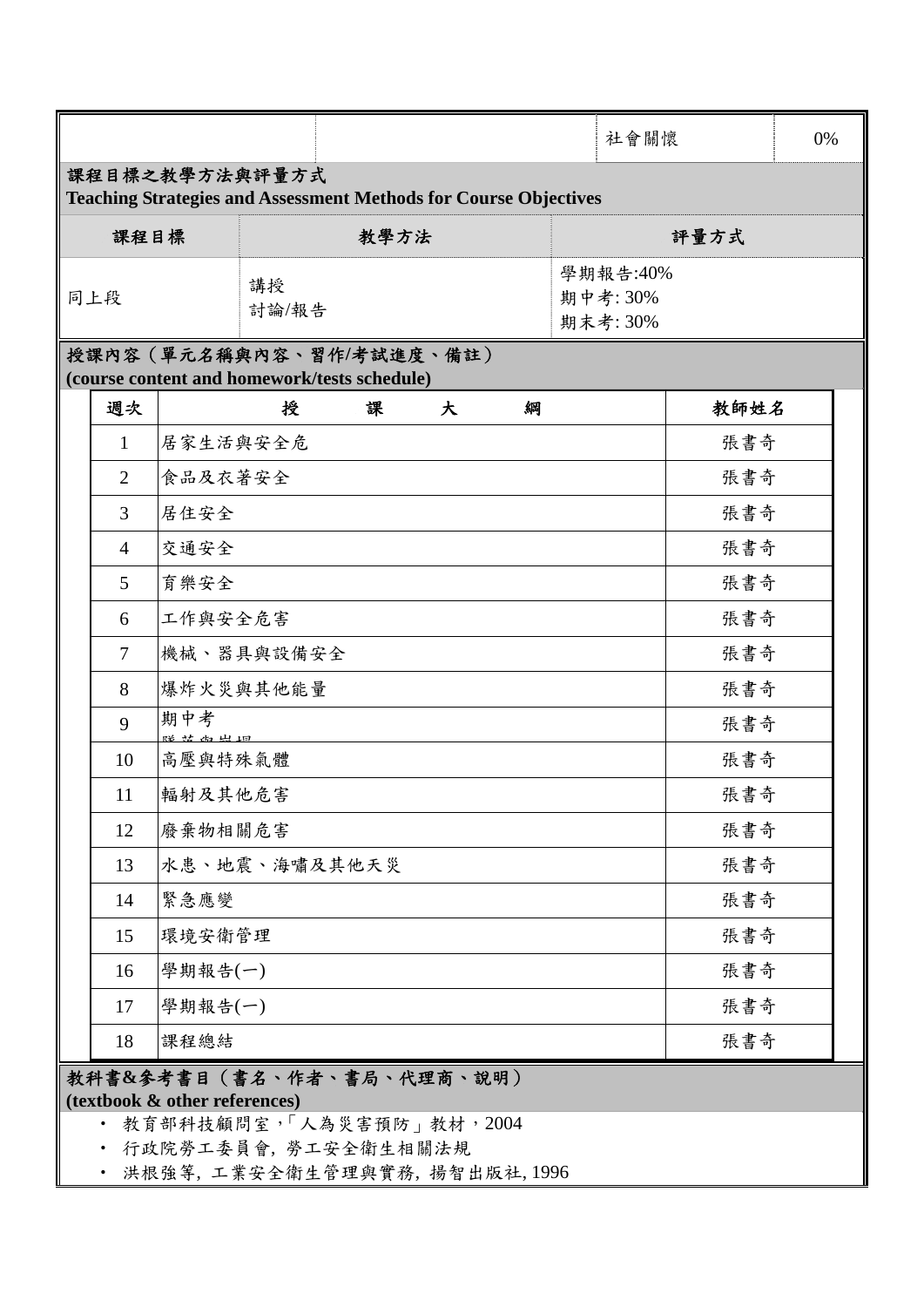| | | 社會關懷 | 0% |
|---|---|---|---|

## 課程目標之教學方法與評量方式
**Teaching Strategies and Assessment Methods for Course Objectives**

| 課程目標 | 教學方法 | 評量方式 |
|---|---|---|
| 同上段 | 講授<br>討論/報告 | 學期報告:40%<br>期中考: 30%<br>期末考: 30% |

## 授課內容（單元名稱與內容、習作/考試進度、備註）
**(course content and homework/tests schedule)**

| 週次 | 授 課 大 綱 | 教師姓名 |
|---|---|---|
| 1 | 居家生活與安全危 | 張書奇 |
| 2 | 食品及衣著安全 | 張書奇 |
| 3 | 居住安全 | 張書奇 |
| 4 | 交通安全 | 張書奇 |
| 5 | 育樂安全 | 張書奇 |
| 6 | 工作與安全危害 | 張書奇 |
| 7 | 機械、器具與設備安全 | 張書奇 |
| 8 | 爆炸火災與其他能量 | 張書奇 |
| 9 | 期中考<br>隧道與崩塌 | 張書奇 |
| 10 | 高壓與特殊氣體 | 張書奇 |
| 11 | 輻射及其他危害 | 張書奇 |
| 12 | 廢棄物相關危害 | 張書奇 |
| 13 | 水患、地震、海嘯及其他天災 | 張書奇 |
| 14 | 緊急應變 | 張書奇 |
| 15 | 環境安衛管理 | 張書奇 |
| 16 | 學期報告(一) | 張書奇 |
| 17 | 學期報告(一) | 張書奇 |
| 18 | 課程總結 | 張書奇 |

## 教科書&參考書目（書名、作者、書局、代理商、說明）
**(textbook & other references)**

- 教育部科技顧問室，「人為災害預防」教材，2004
- 行政院勞工委員會, 勞工安全衛生相關法規
- 洪根強等, 工業安全衛生管理與實務, 揚智出版社, 1996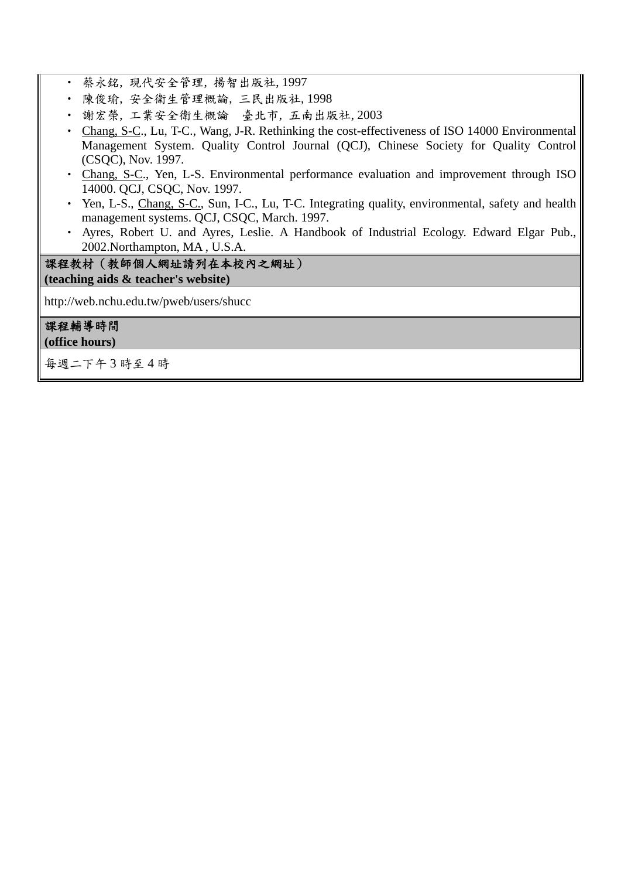- 蔡永銘, 現代安全管理, 揚智出版社, 1997
- 陳俊瑜, 安全衛生管理概論, 三民出版社, 1998
- 謝宏榮, 工業安全衛生概論　臺北市, 五南出版社, 2003
- Chang, S-C., Lu, T-C., Wang, J-R. Rethinking the cost-effectiveness of ISO 14000 Environmental Management System. Quality Control Journal (QCJ), Chinese Society for Quality Control (CSQC), Nov. 1997.
- Chang, S-C., Yen, L-S. Environmental performance evaluation and improvement through ISO 14000. QCJ, CSQC, Nov. 1997.
- Yen, L-S., Chang, S-C., Sun, I-C., Lu, T-C. Integrating quality, environmental, safety and health management systems. QCJ, CSQC, March. 1997.
- Ayres, Robert U. and Ayres, Leslie. A Handbook of Industrial Ecology. Edward Elgar Pub., 2002.Northampton, MA , U.S.A.

**課程教材（教師個人網址請列在本校內之網址）**
**(teaching aids & teacher's website)**

http://web.nchu.edu.tw/pweb/users/shucc

**課程輔導時間**
**(office hours)**

每週二下午 3 時至 4 時